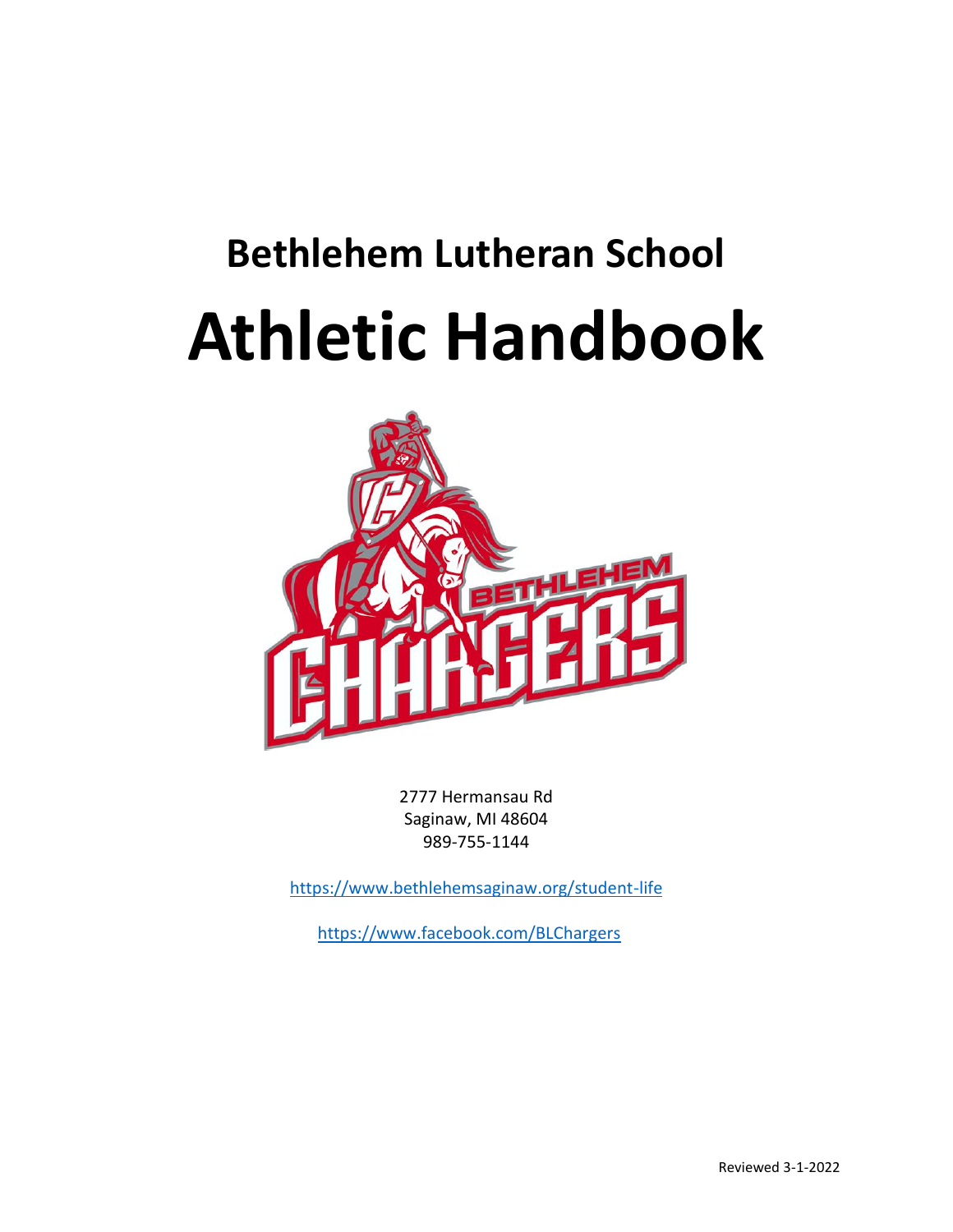# Bethlehem Lutheran School

# Athletic Handbook

2777 Hermansau Rd
Saginaw, MI 48604
989-755-1144

https://www.bethlehemsaginaw.org/student-life

https://www.facebook.com/BLChargers

Reviewed 3-1-2022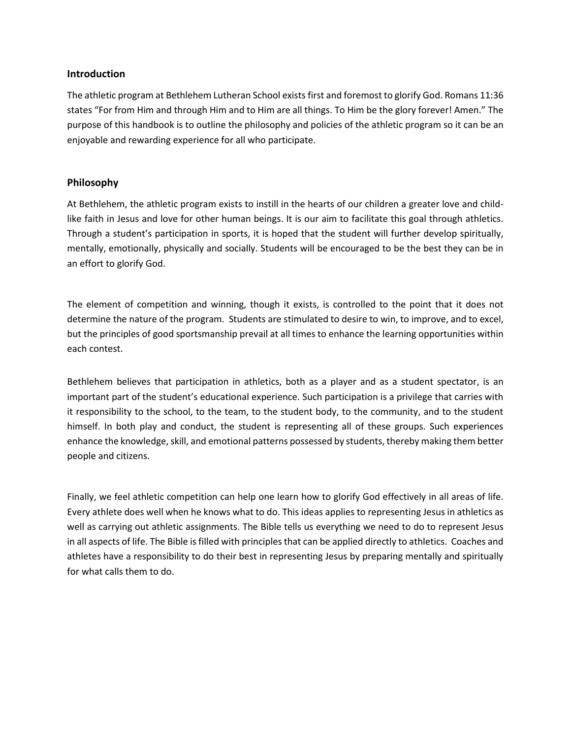## Introduction

The athletic program at Bethlehem Lutheran School exists first and foremost to glorify God. Romans 11:36 states "For from Him and through Him and to Him are all things. To Him be the glory forever! Amen." The purpose of this handbook is to outline the philosophy and policies of the athletic program so it can be an enjoyable and rewarding experience for all who participate.

## Philosophy

At Bethlehem, the athletic program exists to instill in the hearts of our children a greater love and child-like faith in Jesus and love for other human beings. It is our aim to facilitate this goal through athletics. Through a student's participation in sports, it is hoped that the student will further develop spiritually, mentally, emotionally, physically and socially. Students will be encouraged to be the best they can be in an effort to glorify God.

The element of competition and winning, though it exists, is controlled to the point that it does not determine the nature of the program. Students are stimulated to desire to win, to improve, and to excel, but the principles of good sportsmanship prevail at all times to enhance the learning opportunities within each contest.

Bethlehem believes that participation in athletics, both as a player and as a student spectator, is an important part of the student's educational experience. Such participation is a privilege that carries with it responsibility to the school, to the team, to the student body, to the community, and to the student himself. In both play and conduct, the student is representing all of these groups. Such experiences enhance the knowledge, skill, and emotional patterns possessed by students, thereby making them better people and citizens.

Finally, we feel athletic competition can help one learn how to glorify God effectively in all areas of life. Every athlete does well when he knows what to do. This ideas applies to representing Jesus in athletics as well as carrying out athletic assignments. The Bible tells us everything we need to do to represent Jesus in all aspects of life. The Bible is filled with principles that can be applied directly to athletics. Coaches and athletes have a responsibility to do their best in representing Jesus by preparing mentally and spiritually for what calls them to do.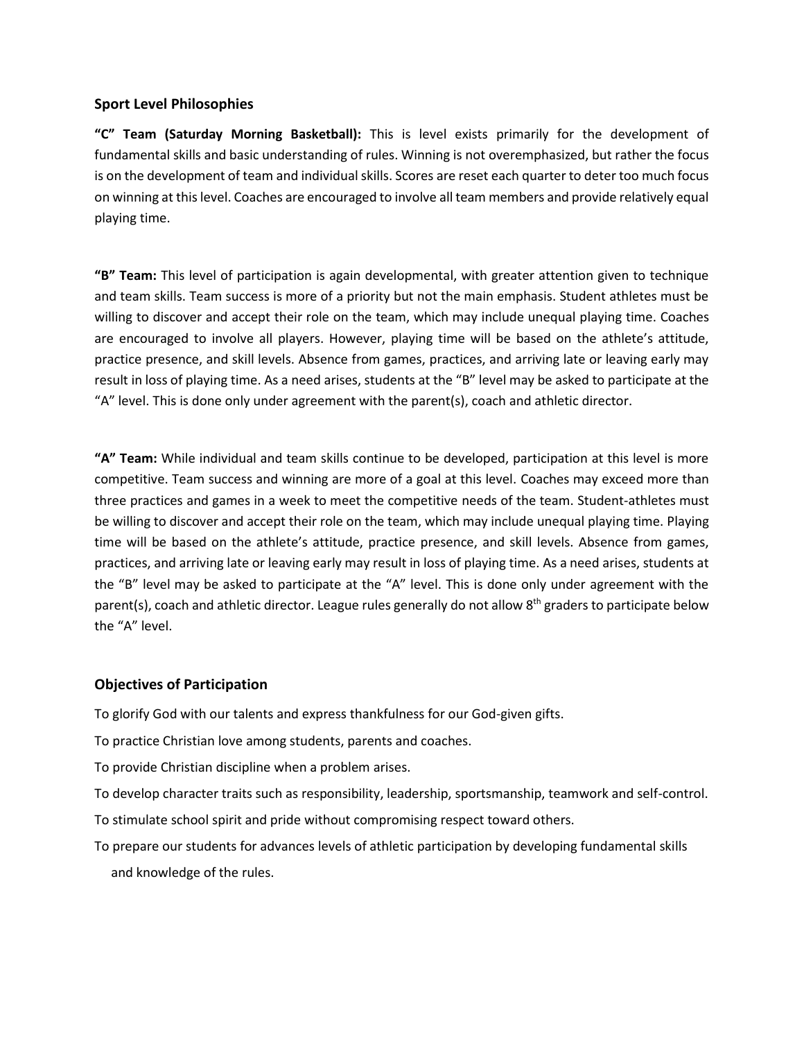## Sport Level Philosophies

**"C" Team (Saturday Morning Basketball):** This is level exists primarily for the development of fundamental skills and basic understanding of rules. Winning is not overemphasized, but rather the focus is on the development of team and individual skills. Scores are reset each quarter to deter too much focus on winning at this level. Coaches are encouraged to involve all team members and provide relatively equal playing time.

**"B" Team:** This level of participation is again developmental, with greater attention given to technique and team skills. Team success is more of a priority but not the main emphasis. Student athletes must be willing to discover and accept their role on the team, which may include unequal playing time. Coaches are encouraged to involve all players. However, playing time will be based on the athlete's attitude, practice presence, and skill levels. Absence from games, practices, and arriving late or leaving early may result in loss of playing time. As a need arises, students at the "B" level may be asked to participate at the "A" level. This is done only under agreement with the parent(s), coach and athletic director.

**"A" Team:** While individual and team skills continue to be developed, participation at this level is more competitive. Team success and winning are more of a goal at this level. Coaches may exceed more than three practices and games in a week to meet the competitive needs of the team. Student-athletes must be willing to discover and accept their role on the team, which may include unequal playing time. Playing time will be based on the athlete's attitude, practice presence, and skill levels. Absence from games, practices, and arriving late or leaving early may result in loss of playing time. As a need arises, students at the "B" level may be asked to participate at the "A" level. This is done only under agreement with the parent(s), coach and athletic director. League rules generally do not allow 8th graders to participate below the "A" level.

## Objectives of Participation

To glorify God with our talents and express thankfulness for our God-given gifts.

To practice Christian love among students, parents and coaches.

To provide Christian discipline when a problem arises.

To develop character traits such as responsibility, leadership, sportsmanship, teamwork and self-control.

To stimulate school spirit and pride without compromising respect toward others.

To prepare our students for advances levels of athletic participation by developing fundamental skills and knowledge of the rules.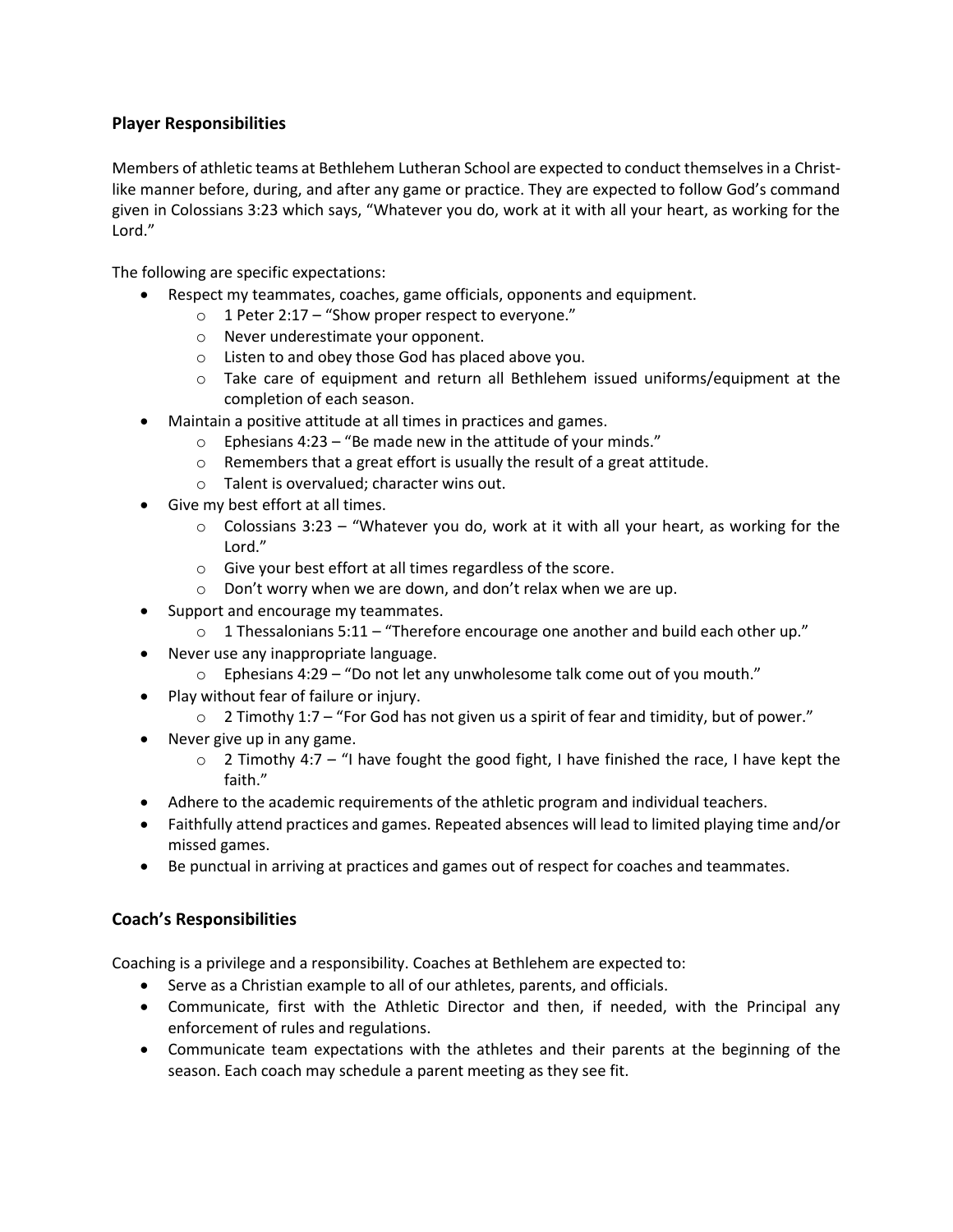## Player Responsibilities

Members of athletic teams at Bethlehem Lutheran School are expected to conduct themselves in a Christ-like manner before, during, and after any game or practice. They are expected to follow God's command given in Colossians 3:23 which says, "Whatever you do, work at it with all your heart, as working for the Lord."

The following are specific expectations:

- Respect my teammates, coaches, game officials, opponents and equipment.
  - 1 Peter 2:17 – "Show proper respect to everyone."
  - Never underestimate your opponent.
  - Listen to and obey those God has placed above you.
  - Take care of equipment and return all Bethlehem issued uniforms/equipment at the completion of each season.
- Maintain a positive attitude at all times in practices and games.
  - Ephesians 4:23 – "Be made new in the attitude of your minds."
  - Remembers that a great effort is usually the result of a great attitude.
  - Talent is overvalued; character wins out.
- Give my best effort at all times.
  - Colossians 3:23 – "Whatever you do, work at it with all your heart, as working for the Lord."
  - Give your best effort at all times regardless of the score.
  - Don't worry when we are down, and don't relax when we are up.
- Support and encourage my teammates.
  - 1 Thessalonians 5:11 – "Therefore encourage one another and build each other up."
- Never use any inappropriate language.
  - Ephesians 4:29 – "Do not let any unwholesome talk come out of you mouth."
- Play without fear of failure or injury.
  - 2 Timothy 1:7 – "For God has not given us a spirit of fear and timidity, but of power."
- Never give up in any game.
  - 2 Timothy 4:7 – "I have fought the good fight, I have finished the race, I have kept the faith."
- Adhere to the academic requirements of the athletic program and individual teachers.
- Faithfully attend practices and games. Repeated absences will lead to limited playing time and/or missed games.
- Be punctual in arriving at practices and games out of respect for coaches and teammates.

## Coach's Responsibilities

Coaching is a privilege and a responsibility. Coaches at Bethlehem are expected to:

- Serve as a Christian example to all of our athletes, parents, and officials.
- Communicate, first with the Athletic Director and then, if needed, with the Principal any enforcement of rules and regulations.
- Communicate team expectations with the athletes and their parents at the beginning of the season. Each coach may schedule a parent meeting as they see fit.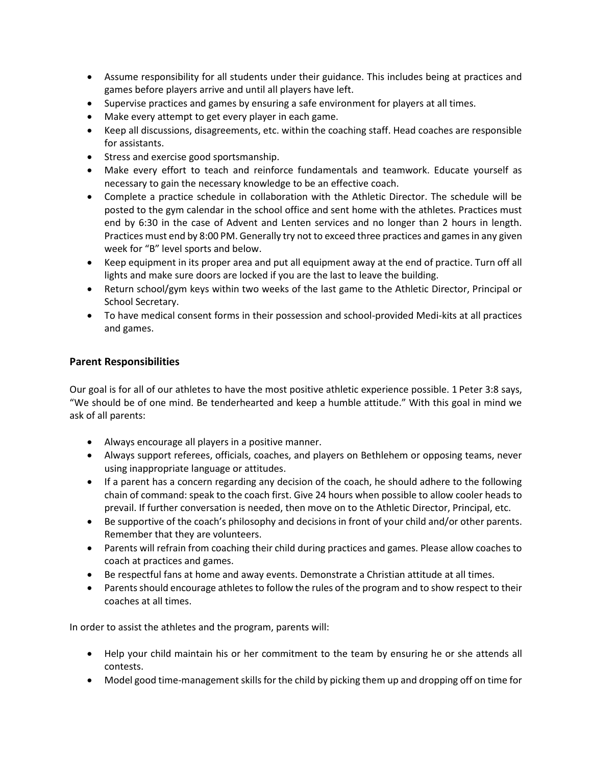- Assume responsibility for all students under their guidance. This includes being at practices and games before players arrive and until all players have left.
- Supervise practices and games by ensuring a safe environment for players at all times.
- Make every attempt to get every player in each game.
- Keep all discussions, disagreements, etc. within the coaching staff. Head coaches are responsible for assistants.
- Stress and exercise good sportsmanship.
- Make every effort to teach and reinforce fundamentals and teamwork. Educate yourself as necessary to gain the necessary knowledge to be an effective coach.
- Complete a practice schedule in collaboration with the Athletic Director. The schedule will be posted to the gym calendar in the school office and sent home with the athletes. Practices must end by 6:30 in the case of Advent and Lenten services and no longer than 2 hours in length. Practices must end by 8:00 PM. Generally try not to exceed three practices and games in any given week for "B" level sports and below.
- Keep equipment in its proper area and put all equipment away at the end of practice. Turn off all lights and make sure doors are locked if you are the last to leave the building.
- Return school/gym keys within two weeks of the last game to the Athletic Director, Principal or School Secretary.
- To have medical consent forms in their possession and school-provided Medi-kits at all practices and games.

### Parent Responsibilities

Our goal is for all of our athletes to have the most positive athletic experience possible. 1 Peter 3:8 says, "We should be of one mind. Be tenderhearted and keep a humble attitude." With this goal in mind we ask of all parents:

- Always encourage all players in a positive manner.
- Always support referees, officials, coaches, and players on Bethlehem or opposing teams, never using inappropriate language or attitudes.
- If a parent has a concern regarding any decision of the coach, he should adhere to the following chain of command: speak to the coach first. Give 24 hours when possible to allow cooler heads to prevail. If further conversation is needed, then move on to the Athletic Director, Principal, etc.
- Be supportive of the coach's philosophy and decisions in front of your child and/or other parents. Remember that they are volunteers.
- Parents will refrain from coaching their child during practices and games. Please allow coaches to coach at practices and games.
- Be respectful fans at home and away events. Demonstrate a Christian attitude at all times.
- Parents should encourage athletes to follow the rules of the program and to show respect to their coaches at all times.

In order to assist the athletes and the program, parents will:

- Help your child maintain his or her commitment to the team by ensuring he or she attends all contests.
- Model good time-management skills for the child by picking them up and dropping off on time for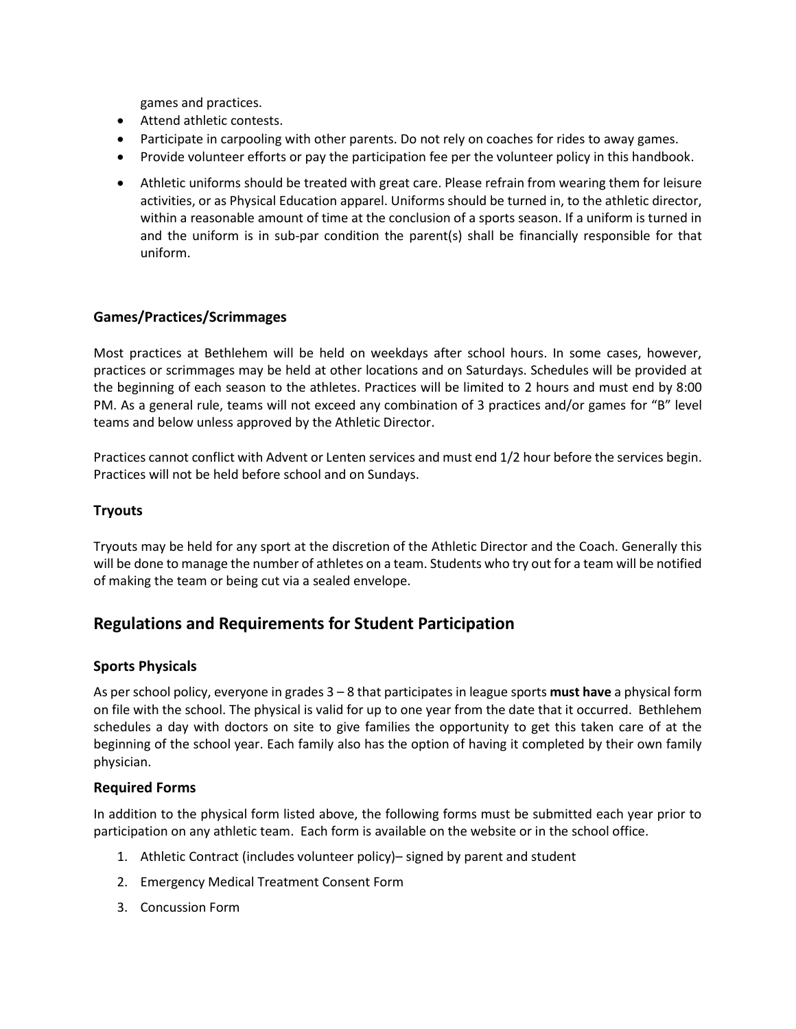games and practices.

- Attend athletic contests.
- Participate in carpooling with other parents. Do not rely on coaches for rides to away games.
- Provide volunteer efforts or pay the participation fee per the volunteer policy in this handbook.
- Athletic uniforms should be treated with great care. Please refrain from wearing them for leisure activities, or as Physical Education apparel. Uniforms should be turned in, to the athletic director, within a reasonable amount of time at the conclusion of a sports season. If a uniform is turned in and the uniform is in sub-par condition the parent(s) shall be financially responsible for that uniform.

### Games/Practices/Scrimmages

Most practices at Bethlehem will be held on weekdays after school hours. In some cases, however, practices or scrimmages may be held at other locations and on Saturdays. Schedules will be provided at the beginning of each season to the athletes. Practices will be limited to 2 hours and must end by 8:00 PM. As a general rule, teams will not exceed any combination of 3 practices and/or games for "B" level teams and below unless approved by the Athletic Director.

Practices cannot conflict with Advent or Lenten services and must end 1/2 hour before the services begin. Practices will not be held before school and on Sundays.

### Tryouts

Tryouts may be held for any sport at the discretion of the Athletic Director and the Coach. Generally this will be done to manage the number of athletes on a team. Students who try out for a team will be notified of making the team or being cut via a sealed envelope.

## Regulations and Requirements for Student Participation

### Sports Physicals

As per school policy, everyone in grades 3 – 8 that participates in league sports **must have** a physical form on file with the school. The physical is valid for up to one year from the date that it occurred. Bethlehem schedules a day with doctors on site to give families the opportunity to get this taken care of at the beginning of the school year. Each family also has the option of having it completed by their own family physician.

### Required Forms

In addition to the physical form listed above, the following forms must be submitted each year prior to participation on any athletic team. Each form is available on the website or in the school office.

1. Athletic Contract (includes volunteer policy)– signed by parent and student
2. Emergency Medical Treatment Consent Form
3. Concussion Form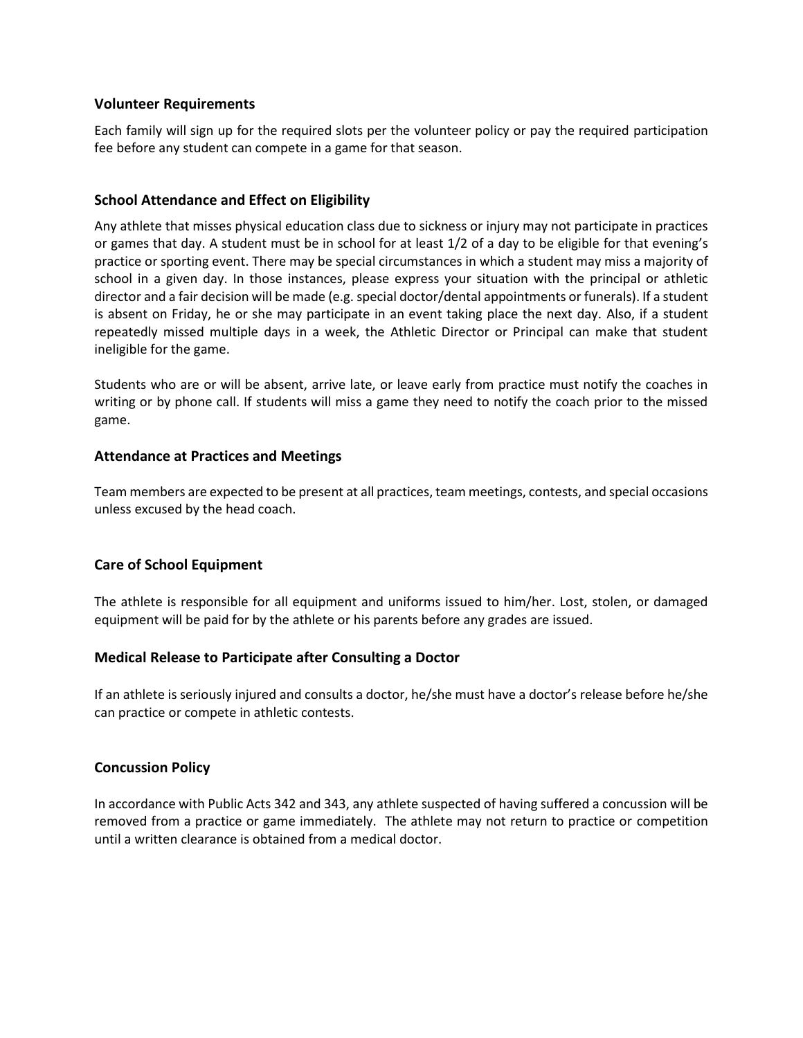### Volunteer Requirements

Each family will sign up for the required slots per the volunteer policy or pay the required participation fee before any student can compete in a game for that season.

### School Attendance and Effect on Eligibility

Any athlete that misses physical education class due to sickness or injury may not participate in practices or games that day. A student must be in school for at least 1/2 of a day to be eligible for that evening's practice or sporting event. There may be special circumstances in which a student may miss a majority of school in a given day. In those instances, please express your situation with the principal or athletic director and a fair decision will be made (e.g. special doctor/dental appointments or funerals). If a student is absent on Friday, he or she may participate in an event taking place the next day. Also, if a student repeatedly missed multiple days in a week, the Athletic Director or Principal can make that student ineligible for the game.

Students who are or will be absent, arrive late, or leave early from practice must notify the coaches in writing or by phone call. If students will miss a game they need to notify the coach prior to the missed game.

### Attendance at Practices and Meetings

Team members are expected to be present at all practices, team meetings, contests, and special occasions unless excused by the head coach.

### Care of School Equipment

The athlete is responsible for all equipment and uniforms issued to him/her. Lost, stolen, or damaged equipment will be paid for by the athlete or his parents before any grades are issued.

### Medical Release to Participate after Consulting a Doctor

If an athlete is seriously injured and consults a doctor, he/she must have a doctor's release before he/she can practice or compete in athletic contests.

### Concussion Policy

In accordance with Public Acts 342 and 343, any athlete suspected of having suffered a concussion will be removed from a practice or game immediately. The athlete may not return to practice or competition until a written clearance is obtained from a medical doctor.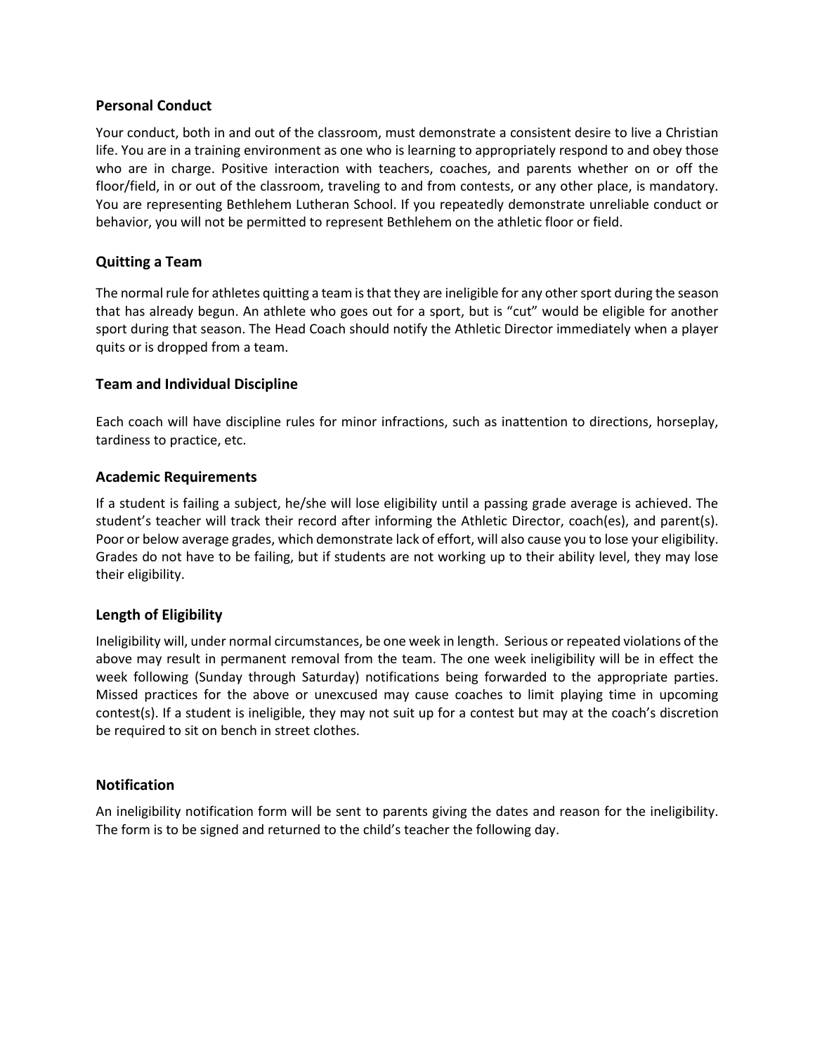## Personal Conduct

Your conduct, both in and out of the classroom, must demonstrate a consistent desire to live a Christian life. You are in a training environment as one who is learning to appropriately respond to and obey those who are in charge. Positive interaction with teachers, coaches, and parents whether on or off the floor/field, in or out of the classroom, traveling to and from contests, or any other place, is mandatory. You are representing Bethlehem Lutheran School. If you repeatedly demonstrate unreliable conduct or behavior, you will not be permitted to represent Bethlehem on the athletic floor or field.

## Quitting a Team

The normal rule for athletes quitting a team is that they are ineligible for any other sport during the season that has already begun. An athlete who goes out for a sport, but is "cut" would be eligible for another sport during that season. The Head Coach should notify the Athletic Director immediately when a player quits or is dropped from a team.

## Team and Individual Discipline

Each coach will have discipline rules for minor infractions, such as inattention to directions, horseplay, tardiness to practice, etc.

## Academic Requirements

If a student is failing a subject, he/she will lose eligibility until a passing grade average is achieved. The student's teacher will track their record after informing the Athletic Director, coach(es), and parent(s). Poor or below average grades, which demonstrate lack of effort, will also cause you to lose your eligibility. Grades do not have to be failing, but if students are not working up to their ability level, they may lose their eligibility.

## Length of Eligibility

Ineligibility will, under normal circumstances, be one week in length. Serious or repeated violations of the above may result in permanent removal from the team. The one week ineligibility will be in effect the week following (Sunday through Saturday) notifications being forwarded to the appropriate parties. Missed practices for the above or unexcused may cause coaches to limit playing time in upcoming contest(s). If a student is ineligible, they may not suit up for a contest but may at the coach's discretion be required to sit on bench in street clothes.

## Notification

An ineligibility notification form will be sent to parents giving the dates and reason for the ineligibility. The form is to be signed and returned to the child's teacher the following day.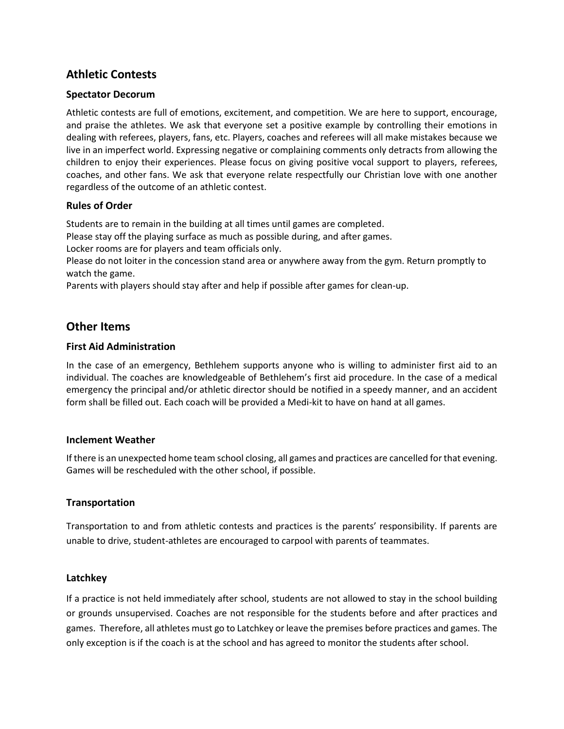## Athletic Contests

### Spectator Decorum

Athletic contests are full of emotions, excitement, and competition. We are here to support, encourage, and praise the athletes. We ask that everyone set a positive example by controlling their emotions in dealing with referees, players, fans, etc. Players, coaches and referees will all make mistakes because we live in an imperfect world. Expressing negative or complaining comments only detracts from allowing the children to enjoy their experiences. Please focus on giving positive vocal support to players, referees, coaches, and other fans. We ask that everyone relate respectfully our Christian love with one another regardless of the outcome of an athletic contest.

### Rules of Order

Students are to remain in the building at all times until games are completed.
Please stay off the playing surface as much as possible during, and after games.
Locker rooms are for players and team officials only.
Please do not loiter in the concession stand area or anywhere away from the gym. Return promptly to watch the game.
Parents with players should stay after and help if possible after games for clean-up.

## Other Items

### First Aid Administration

In the case of an emergency, Bethlehem supports anyone who is willing to administer first aid to an individual. The coaches are knowledgeable of Bethlehem's first aid procedure. In the case of a medical emergency the principal and/or athletic director should be notified in a speedy manner, and an accident form shall be filled out. Each coach will be provided a Medi-kit to have on hand at all games.

### Inclement Weather

If there is an unexpected home team school closing, all games and practices are cancelled for that evening. Games will be rescheduled with the other school, if possible.

### Transportation

Transportation to and from athletic contests and practices is the parents' responsibility. If parents are unable to drive, student-athletes are encouraged to carpool with parents of teammates.

### Latchkey

If a practice is not held immediately after school, students are not allowed to stay in the school building or grounds unsupervised. Coaches are not responsible for the students before and after practices and games. Therefore, all athletes must go to Latchkey or leave the premises before practices and games. The only exception is if the coach is at the school and has agreed to monitor the students after school.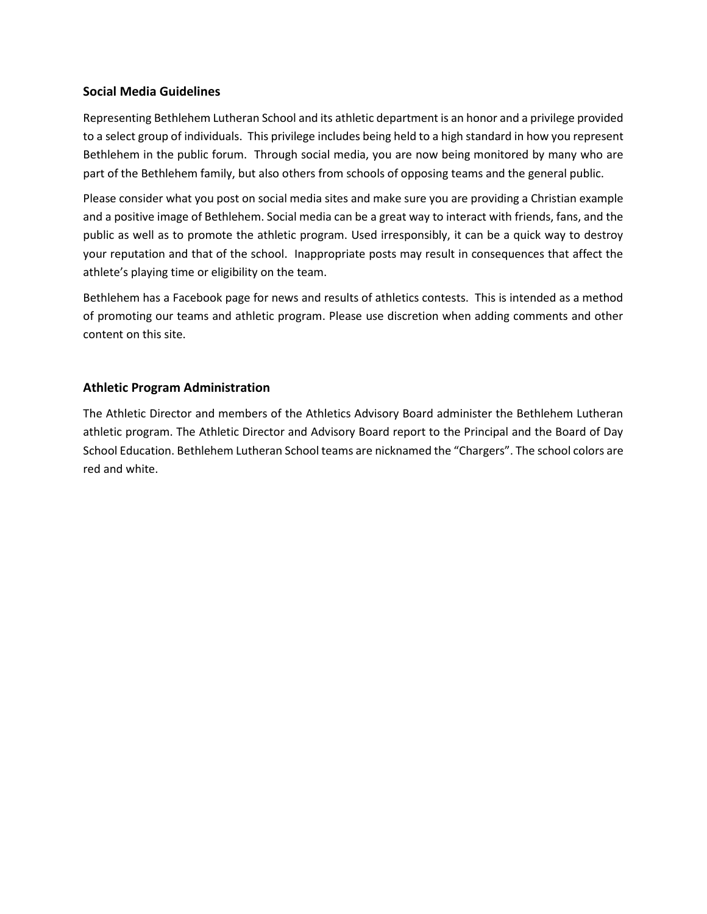## Social Media Guidelines

Representing Bethlehem Lutheran School and its athletic department is an honor and a privilege provided to a select group of individuals. This privilege includes being held to a high standard in how you represent Bethlehem in the public forum. Through social media, you are now being monitored by many who are part of the Bethlehem family, but also others from schools of opposing teams and the general public.

Please consider what you post on social media sites and make sure you are providing a Christian example and a positive image of Bethlehem. Social media can be a great way to interact with friends, fans, and the public as well as to promote the athletic program. Used irresponsibly, it can be a quick way to destroy your reputation and that of the school. Inappropriate posts may result in consequences that affect the athlete's playing time or eligibility on the team.

Bethlehem has a Facebook page for news and results of athletics contests. This is intended as a method of promoting our teams and athletic program. Please use discretion when adding comments and other content on this site.

## Athletic Program Administration

The Athletic Director and members of the Athletics Advisory Board administer the Bethlehem Lutheran athletic program. The Athletic Director and Advisory Board report to the Principal and the Board of Day School Education. Bethlehem Lutheran School teams are nicknamed the "Chargers". The school colors are red and white.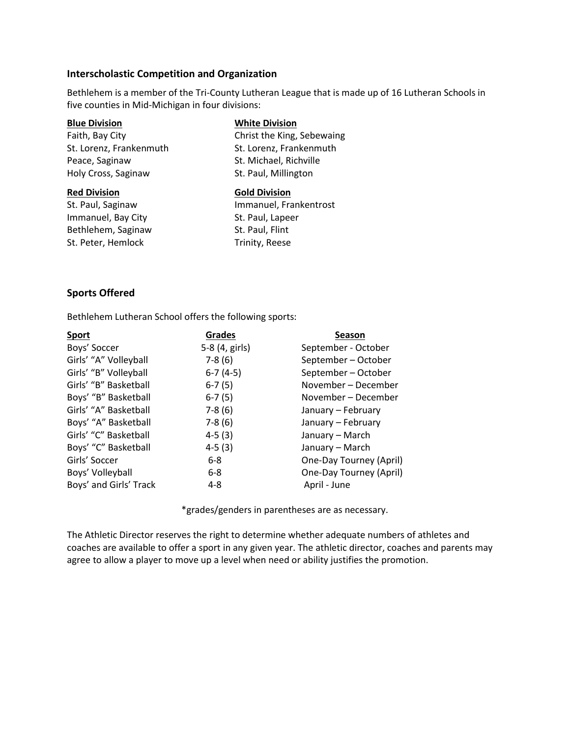### Interscholastic Competition and Organization

Bethlehem is a member of the Tri-County Lutheran League that is made up of 16 Lutheran Schools in five counties in Mid-Michigan in four divisions:

**Blue Division**
Faith, Bay City
St. Lorenz, Frankenmuth
Peace, Saginaw
Holy Cross, Saginaw

**White Division**
Christ the King, Sebewaing
St. Lorenz, Frankenmuth
St. Michael, Richville
St. Paul, Millington

**Red Division**
St. Paul, Saginaw
Immanuel, Bay City
Bethlehem, Saginaw
St. Peter, Hemlock

**Gold Division**
Immanuel, Frankentrost
St. Paul, Lapeer
St. Paul, Flint
Trinity, Reese

### Sports Offered

Bethlehem Lutheran School offers the following sports:

| Sport | Grades | Season |
| --- | --- | --- |
| Boys' Soccer | 5-8 (4, girls) | September - October |
| Girls' "A" Volleyball | 7-8 (6) | September – October |
| Girls' "B" Volleyball | 6-7 (4-5) | September – October |
| Girls' "B" Basketball | 6-7 (5) | November – December |
| Boys' "B" Basketball | 6-7 (5) | November – December |
| Girls' "A" Basketball | 7-8 (6) | January – February |
| Boys' "A" Basketball | 7-8 (6) | January – February |
| Girls' "C" Basketball | 4-5 (3) | January – March |
| Boys' "C" Basketball | 4-5 (3) | January – March |
| Girls' Soccer | 6-8 | One-Day Tourney (April) |
| Boys' Volleyball | 6-8 | One-Day Tourney (April) |
| Boys' and Girls' Track | 4-8 | April - June |

*grades/genders in parentheses are as necessary.

The Athletic Director reserves the right to determine whether adequate numbers of athletes and coaches are available to offer a sport in any given year. The athletic director, coaches and parents may agree to allow a player to move up a level when need or ability justifies the promotion.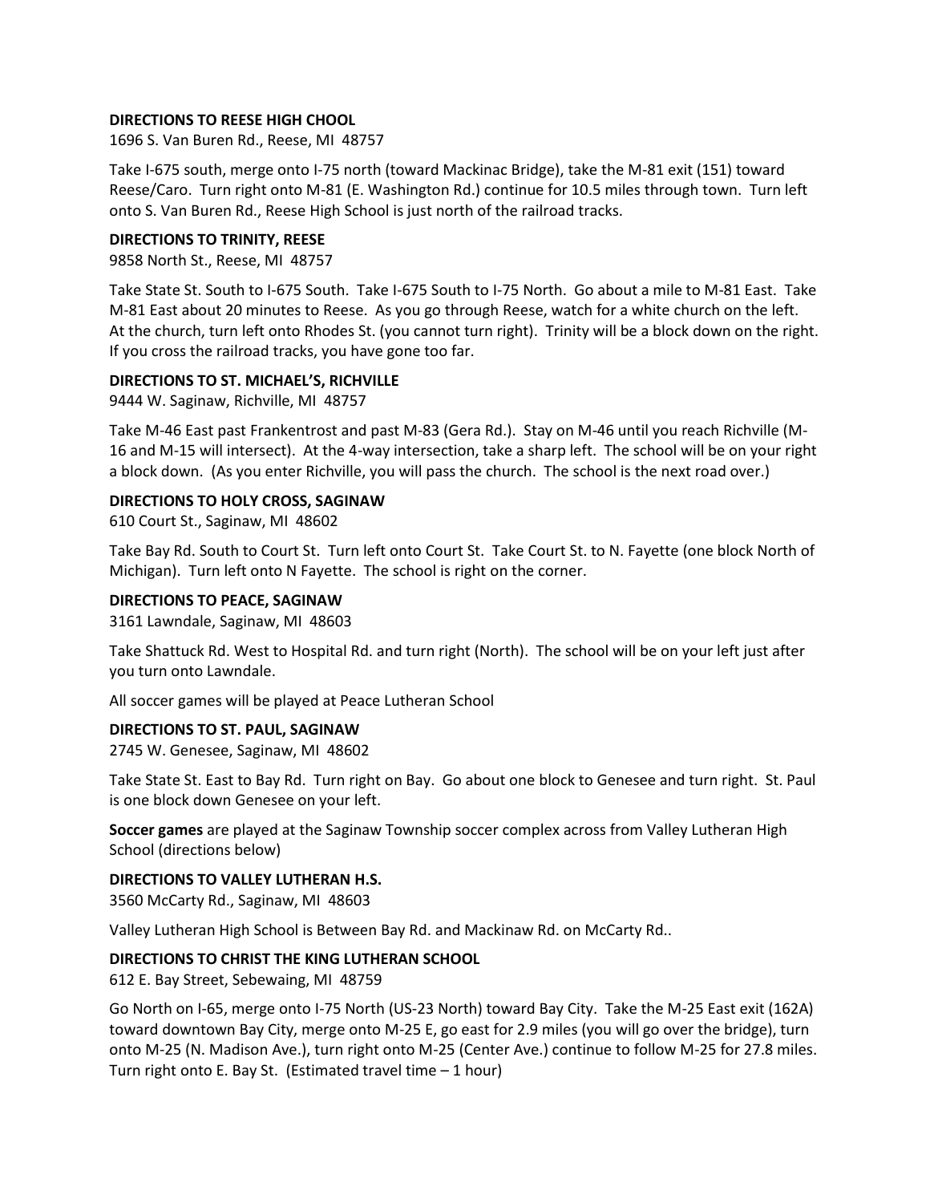**DIRECTIONS TO REESE HIGH CHOOL**

1696 S. Van Buren Rd., Reese, MI 48757

Take I-675 south, merge onto I-75 north (toward Mackinac Bridge), take the M-81 exit (151) toward Reese/Caro. Turn right onto M-81 (E. Washington Rd.) continue for 10.5 miles through town. Turn left onto S. Van Buren Rd., Reese High School is just north of the railroad tracks.

**DIRECTIONS TO TRINITY, REESE**

9858 North St., Reese, MI 48757

Take State St. South to I-675 South. Take I-675 South to I-75 North. Go about a mile to M-81 East. Take M-81 East about 20 minutes to Reese. As you go through Reese, watch for a white church on the left. At the church, turn left onto Rhodes St. (you cannot turn right). Trinity will be a block down on the right. If you cross the railroad tracks, you have gone too far.

**DIRECTIONS TO ST. MICHAEL'S, RICHVILLE**

9444 W. Saginaw, Richville, MI 48757

Take M-46 East past Frankentrost and past M-83 (Gera Rd.). Stay on M-46 until you reach Richville (M-16 and M-15 will intersect). At the 4-way intersection, take a sharp left. The school will be on your right a block down. (As you enter Richville, you will pass the church. The school is the next road over.)

**DIRECTIONS TO HOLY CROSS, SAGINAW**

610 Court St., Saginaw, MI 48602

Take Bay Rd. South to Court St. Turn left onto Court St. Take Court St. to N. Fayette (one block North of Michigan). Turn left onto N Fayette. The school is right on the corner.

**DIRECTIONS TO PEACE, SAGINAW**

3161 Lawndale, Saginaw, MI 48603

Take Shattuck Rd. West to Hospital Rd. and turn right (North). The school will be on your left just after you turn onto Lawndale.

All soccer games will be played at Peace Lutheran School

**DIRECTIONS TO ST. PAUL, SAGINAW**

2745 W. Genesee, Saginaw, MI 48602

Take State St. East to Bay Rd. Turn right on Bay. Go about one block to Genesee and turn right. St. Paul is one block down Genesee on your left.

**Soccer games** are played at the Saginaw Township soccer complex across from Valley Lutheran High School (directions below)

**DIRECTIONS TO VALLEY LUTHERAN H.S.**

3560 McCarty Rd., Saginaw, MI 48603

Valley Lutheran High School is Between Bay Rd. and Mackinaw Rd. on McCarty Rd..

**DIRECTIONS TO CHRIST THE KING LUTHERAN SCHOOL**

612 E. Bay Street, Sebewaing, MI 48759

Go North on I-65, merge onto I-75 North (US-23 North) toward Bay City. Take the M-25 East exit (162A) toward downtown Bay City, merge onto M-25 E, go east for 2.9 miles (you will go over the bridge), turn onto M-25 (N. Madison Ave.), turn right onto M-25 (Center Ave.) continue to follow M-25 for 27.8 miles. Turn right onto E. Bay St. (Estimated travel time – 1 hour)